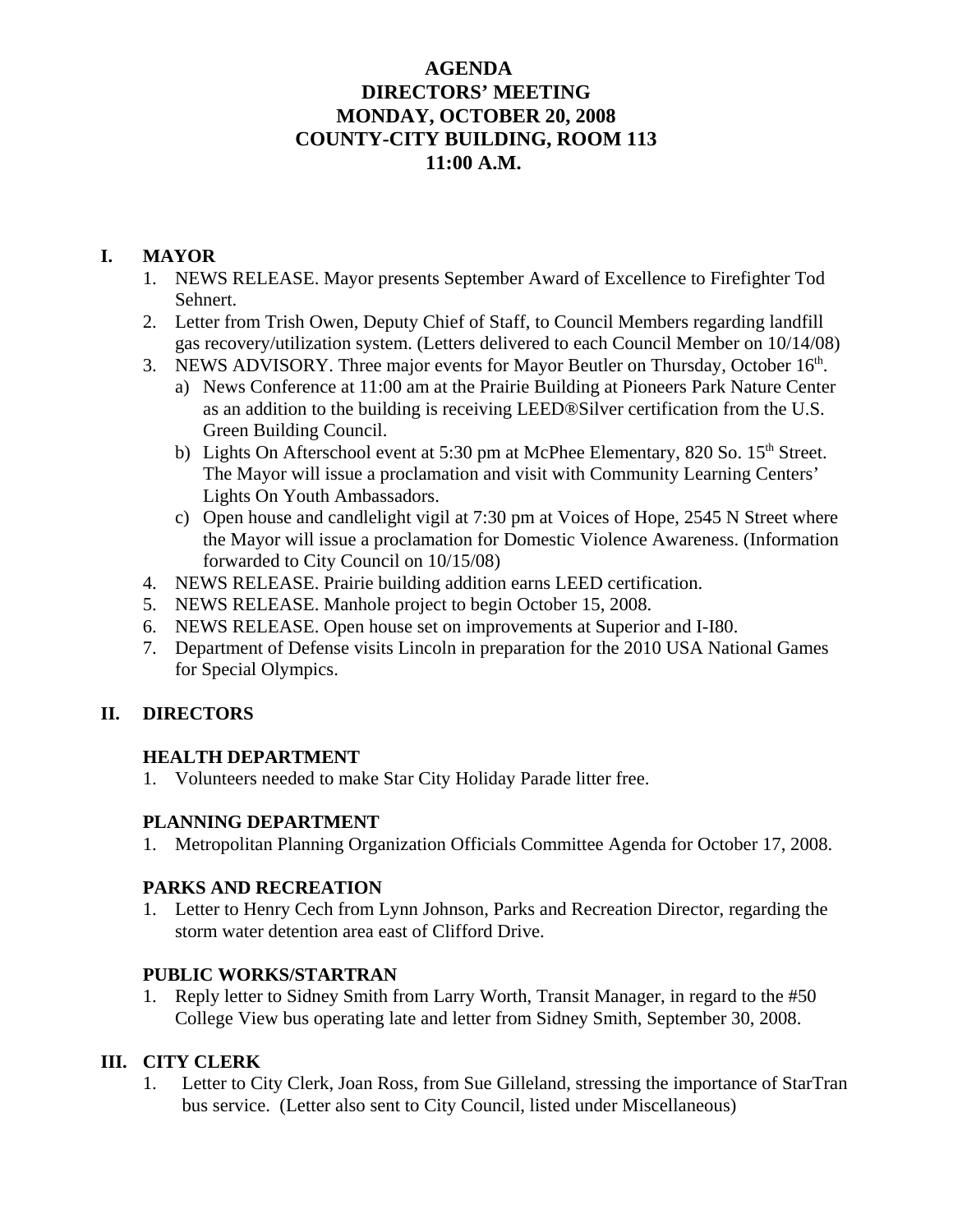# AGENDA
# DIRECTORS' MEETING
# MONDAY, OCTOBER 20, 2008
# COUNTY-CITY BUILDING, ROOM 113
# 11:00 A.M.

## I. MAYOR

1. NEWS RELEASE. Mayor presents September Award of Excellence to Firefighter Tod Sehnert.
2. Letter from Trish Owen, Deputy Chief of Staff, to Council Members regarding landfill gas recovery/utilization system. (Letters delivered to each Council Member on 10/14/08)
3. NEWS ADVISORY. Three major events for Mayor Beutler on Thursday, October 16th.
   a) News Conference at 11:00 am at the Prairie Building at Pioneers Park Nature Center as an addition to the building is receiving LEED®Silver certification from the U.S. Green Building Council.
   b) Lights On Afterschool event at 5:30 pm at McPhee Elementary, 820 So. 15th Street. The Mayor will issue a proclamation and visit with Community Learning Centers' Lights On Youth Ambassadors.
   c) Open house and candlelight vigil at 7:30 pm at Voices of Hope, 2545 N Street where the Mayor will issue a proclamation for Domestic Violence Awareness. (Information forwarded to City Council on 10/15/08)
4. NEWS RELEASE. Prairie building addition earns LEED certification.
5. NEWS RELEASE. Manhole project to begin October 15, 2008.
6. NEWS RELEASE. Open house set on improvements at Superior and I-I80.
7. Department of Defense visits Lincoln in preparation for the 2010 USA National Games for Special Olympics.

## II. DIRECTORS

### HEALTH DEPARTMENT

1. Volunteers needed to make Star City Holiday Parade litter free.

### PLANNING DEPARTMENT

1. Metropolitan Planning Organization Officials Committee Agenda for October 17, 2008.

### PARKS AND RECREATION

1. Letter to Henry Cech from Lynn Johnson, Parks and Recreation Director, regarding the storm water detention area east of Clifford Drive.

### PUBLIC WORKS/STARTRAN

1. Reply letter to Sidney Smith from Larry Worth, Transit Manager, in regard to the #50 College View bus operating late and letter from Sidney Smith, September 30, 2008.

## III. CITY CLERK

1. Letter to City Clerk, Joan Ross, from Sue Gilleland, stressing the importance of StarTran bus service. (Letter also sent to City Council, listed under Miscellaneous)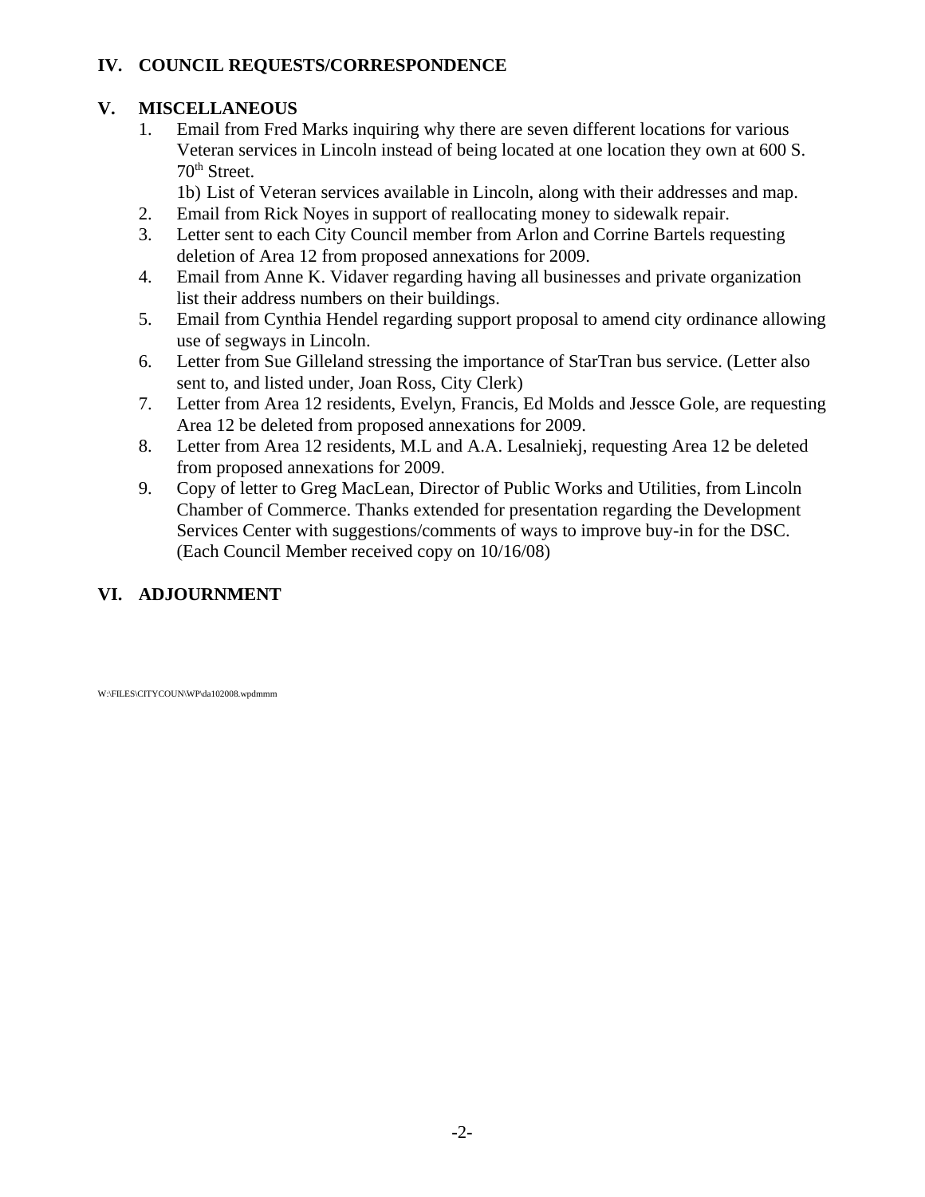## IV. COUNCIL REQUESTS/CORRESPONDENCE

## V. MISCELLANEOUS

1. Email from Fred Marks inquiring why there are seven different locations for various Veteran services in Lincoln instead of being located at one location they own at 600 S. 70th Street.
   1b) List of Veteran services available in Lincoln, along with their addresses and map.
2. Email from Rick Noyes in support of reallocating money to sidewalk repair.
3. Letter sent to each City Council member from Arlon and Corrine Bartels requesting deletion of Area 12 from proposed annexations for 2009.
4. Email from Anne K. Vidaver regarding having all businesses and private organization list their address numbers on their buildings.
5. Email from Cynthia Hendel regarding support proposal to amend city ordinance allowing use of segways in Lincoln.
6. Letter from Sue Gilleland stressing the importance of StarTran bus service. (Letter also sent to, and listed under, Joan Ross, City Clerk)
7. Letter from Area 12 residents, Evelyn, Francis, Ed Molds and Jessce Gole, are requesting Area 12 be deleted from proposed annexations for 2009.
8. Letter from Area 12 residents, M.L and A.A. Lesalniekj, requesting Area 12 be deleted from proposed annexations for 2009.
9. Copy of letter to Greg MacLean, Director of Public Works and Utilities, from Lincoln Chamber of Commerce. Thanks extended for presentation regarding the Development Services Center with suggestions/comments of ways to improve buy-in for the DSC. (Each Council Member received copy on 10/16/08)

## VI. ADJOURNMENT

W:\FILES\CITYCOUN\WP\da102008.wpdmmm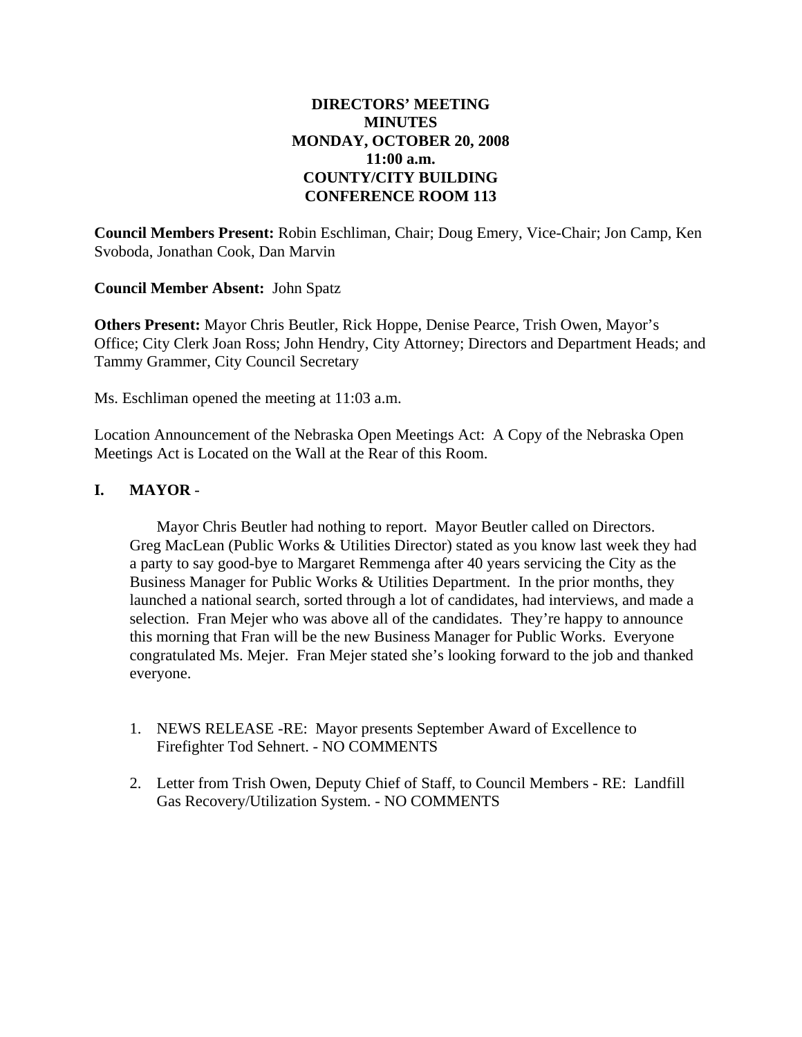**DIRECTORS' MEETING**
**MINUTES**
**MONDAY, OCTOBER 20, 2008**
**11:00 a.m.**
**COUNTY/CITY BUILDING**
**CONFERENCE ROOM 113**

**Council Members Present:** Robin Eschliman, Chair; Doug Emery, Vice-Chair; Jon Camp, Ken Svoboda, Jonathan Cook, Dan Marvin

**Council Member Absent:** John Spatz

**Others Present:** Mayor Chris Beutler, Rick Hoppe, Denise Pearce, Trish Owen, Mayor's Office; City Clerk Joan Ross; John Hendry, City Attorney; Directors and Department Heads; and Tammy Grammer, City Council Secretary

Ms. Eschliman opened the meeting at 11:03 a.m.

Location Announcement of the Nebraska Open Meetings Act: A Copy of the Nebraska Open Meetings Act is Located on the Wall at the Rear of this Room.

## I. MAYOR -

Mayor Chris Beutler had nothing to report. Mayor Beutler called on Directors. Greg MacLean (Public Works & Utilities Director) stated as you know last week they had a party to say good-bye to Margaret Remmenga after 40 years servicing the City as the Business Manager for Public Works & Utilities Department. In the prior months, they launched a national search, sorted through a lot of candidates, had interviews, and made a selection. Fran Mejer who was above all of the candidates. They're happy to announce this morning that Fran will be the new Business Manager for Public Works. Everyone congratulated Ms. Mejer. Fran Mejer stated she's looking forward to the job and thanked everyone.

1. NEWS RELEASE -RE: Mayor presents September Award of Excellence to Firefighter Tod Sehnert. - NO COMMENTS
2. Letter from Trish Owen, Deputy Chief of Staff, to Council Members - RE: Landfill Gas Recovery/Utilization System. - NO COMMENTS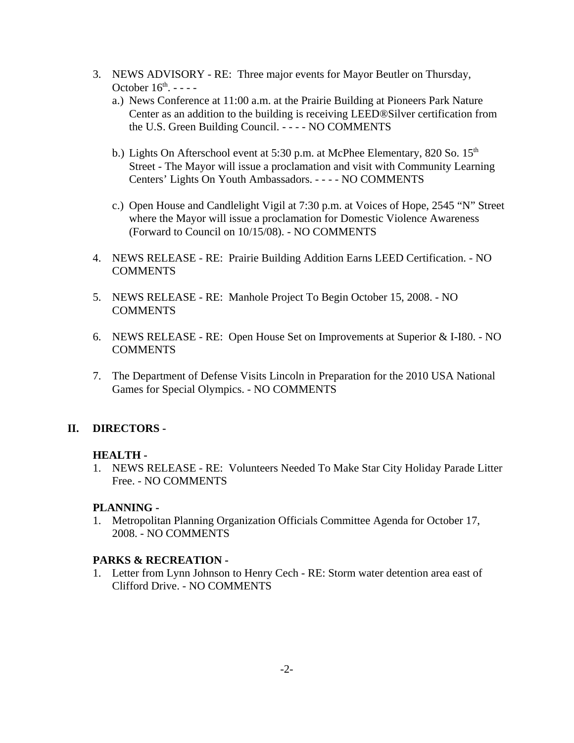3. NEWS ADVISORY - RE: Three major events for Mayor Beutler on Thursday, October 16th. - - - -
   a.) News Conference at 11:00 a.m. at the Prairie Building at Pioneers Park Nature Center as an addition to the building is receiving LEED®Silver certification from the U.S. Green Building Council. - - - - NO COMMENTS

   b.) Lights On Afterschool event at 5:30 p.m. at McPhee Elementary, 820 So. 15th Street - The Mayor will issue a proclamation and visit with Community Learning Centers' Lights On Youth Ambassadors. - - - - NO COMMENTS

   c.) Open House and Candlelight Vigil at 7:30 p.m. at Voices of Hope, 2545 "N" Street where the Mayor will issue a proclamation for Domestic Violence Awareness (Forward to Council on 10/15/08). - NO COMMENTS

4. NEWS RELEASE - RE: Prairie Building Addition Earns LEED Certification. - NO COMMENTS

5. NEWS RELEASE - RE: Manhole Project To Begin October 15, 2008. - NO COMMENTS

6. NEWS RELEASE - RE: Open House Set on Improvements at Superior & I-I80. - NO COMMENTS

7. The Department of Defense Visits Lincoln in Preparation for the 2010 USA National Games for Special Olympics. - NO COMMENTS

## II. DIRECTORS -

**HEALTH -**

1. NEWS RELEASE - RE: Volunteers Needed To Make Star City Holiday Parade Litter Free. - NO COMMENTS

**PLANNING -**

1. Metropolitan Planning Organization Officials Committee Agenda for October 17, 2008. - NO COMMENTS

**PARKS & RECREATION -**

1. Letter from Lynn Johnson to Henry Cech - RE: Storm water detention area east of Clifford Drive. - NO COMMENTS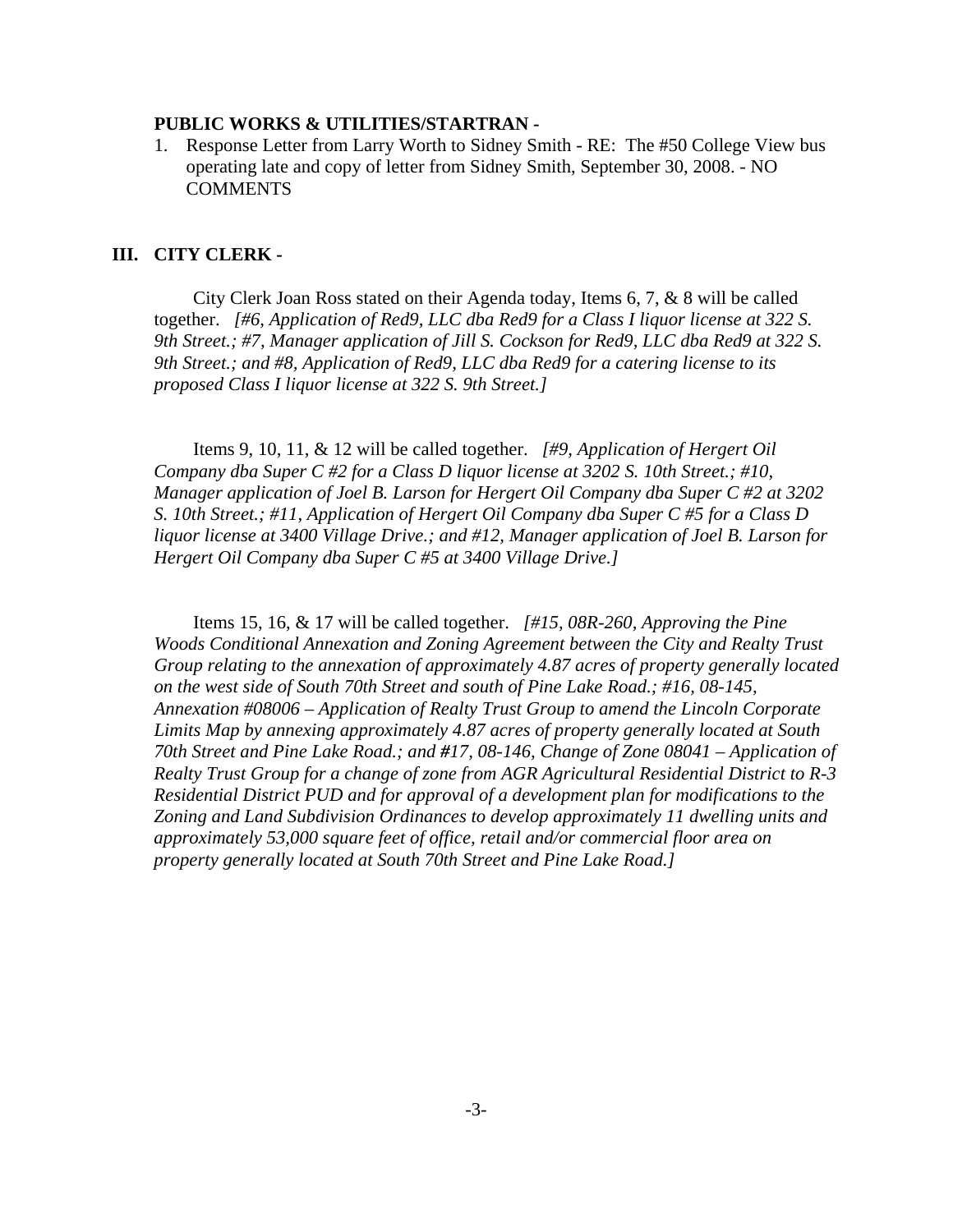**PUBLIC WORKS & UTILITIES/STARTRAN -**

1. Response Letter from Larry Worth to Sidney Smith - RE: The #50 College View bus operating late and copy of letter from Sidney Smith, September 30, 2008. - NO COMMENTS

## III. CITY CLERK -

City Clerk Joan Ross stated on their Agenda today, Items 6, 7, & 8 will be called together. *[#6, Application of Red9, LLC dba Red9 for a Class I liquor license at 322 S. 9th Street.; #7, Manager application of Jill S. Cockson for Red9, LLC dba Red9 at 322 S. 9th Street.; and #8, Application of Red9, LLC dba Red9 for a catering license to its proposed Class I liquor license at 322 S. 9th Street.]*

Items 9, 10, 11, & 12 will be called together. *[#9, Application of Hergert Oil Company dba Super C #2 for a Class D liquor license at 3202 S. 10th Street.; #10, Manager application of Joel B. Larson for Hergert Oil Company dba Super C #2 at 3202 S. 10th Street.; #11, Application of Hergert Oil Company dba Super C #5 for a Class D liquor license at 3400 Village Drive.; and #12, Manager application of Joel B. Larson for Hergert Oil Company dba Super C #5 at 3400 Village Drive.]*

Items 15, 16, & 17 will be called together. *[#15, 08R-260, Approving the Pine Woods Conditional Annexation and Zoning Agreement between the City and Realty Trust Group relating to the annexation of approximately 4.87 acres of property generally located on the west side of South 70th Street and south of Pine Lake Road.; #16, 08-145, Annexation #08006 – Application of Realty Trust Group to amend the Lincoln Corporate Limits Map by annexing approximately 4.87 acres of property generally located at South 70th Street and Pine Lake Road.; and #17, 08-146, Change of Zone 08041 – Application of Realty Trust Group for a change of zone from AGR Agricultural Residential District to R-3 Residential District PUD and for approval of a development plan for modifications to the Zoning and Land Subdivision Ordinances to develop approximately 11 dwelling units and approximately 53,000 square feet of office, retail and/or commercial floor area on property generally located at South 70th Street and Pine Lake Road.]*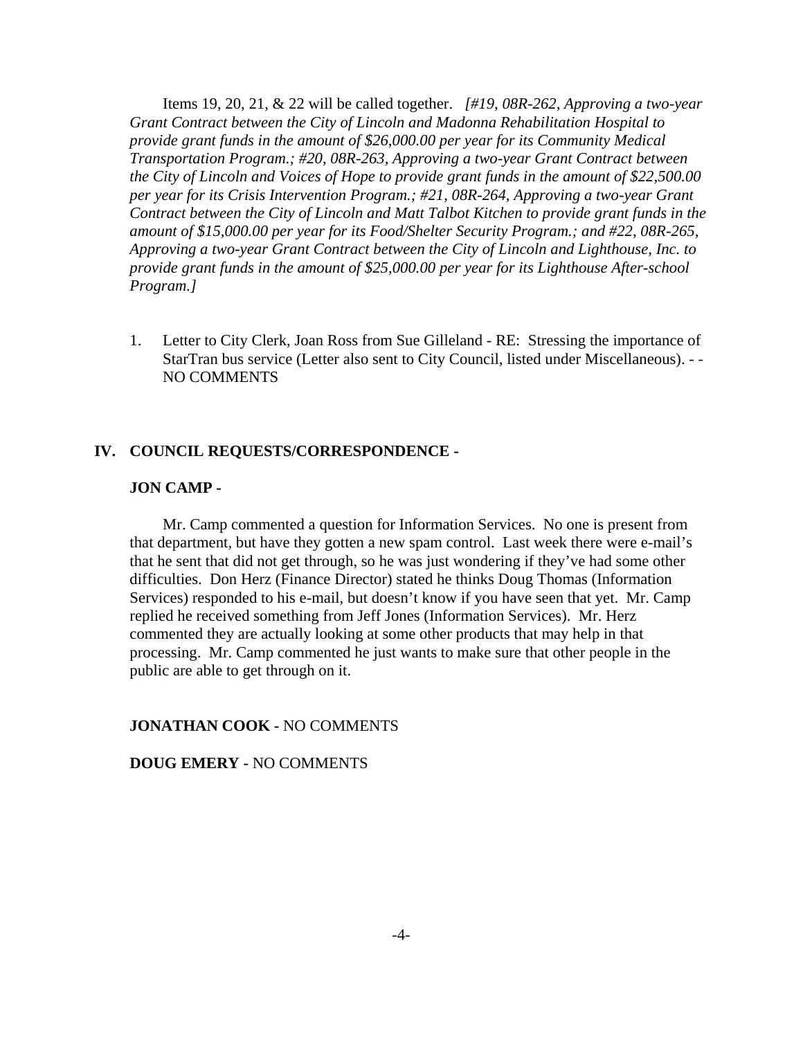Items 19, 20, 21, & 22 will be called together. *[#19, 08R-262, Approving a two-year Grant Contract between the City of Lincoln and Madonna Rehabilitation Hospital to provide grant funds in the amount of $26,000.00 per year for its Community Medical Transportation Program.; #20, 08R-263, Approving a two-year Grant Contract between the City of Lincoln and Voices of Hope to provide grant funds in the amount of $22,500.00 per year for its Crisis Intervention Program.; #21, 08R-264, Approving a two-year Grant Contract between the City of Lincoln and Matt Talbot Kitchen to provide grant funds in the amount of $15,000.00 per year for its Food/Shelter Security Program.; and #22, 08R-265, Approving a two-year Grant Contract between the City of Lincoln and Lighthouse, Inc. to provide grant funds in the amount of $25,000.00 per year for its Lighthouse After-school Program.]*

1. Letter to City Clerk, Joan Ross from Sue Gilleland - RE: Stressing the importance of StarTran bus service (Letter also sent to City Council, listed under Miscellaneous). - - NO COMMENTS

## IV. COUNCIL REQUESTS/CORRESPONDENCE -

**JON CAMP -**

Mr. Camp commented a question for Information Services. No one is present from that department, but have they gotten a new spam control. Last week there were e-mail's that he sent that did not get through, so he was just wondering if they've had some other difficulties. Don Herz (Finance Director) stated he thinks Doug Thomas (Information Services) responded to his e-mail, but doesn't know if you have seen that yet. Mr. Camp replied he received something from Jeff Jones (Information Services). Mr. Herz commented they are actually looking at some other products that may help in that processing. Mr. Camp commented he just wants to make sure that other people in the public are able to get through on it.

**JONATHAN COOK -** NO COMMENTS

**DOUG EMERY -** NO COMMENTS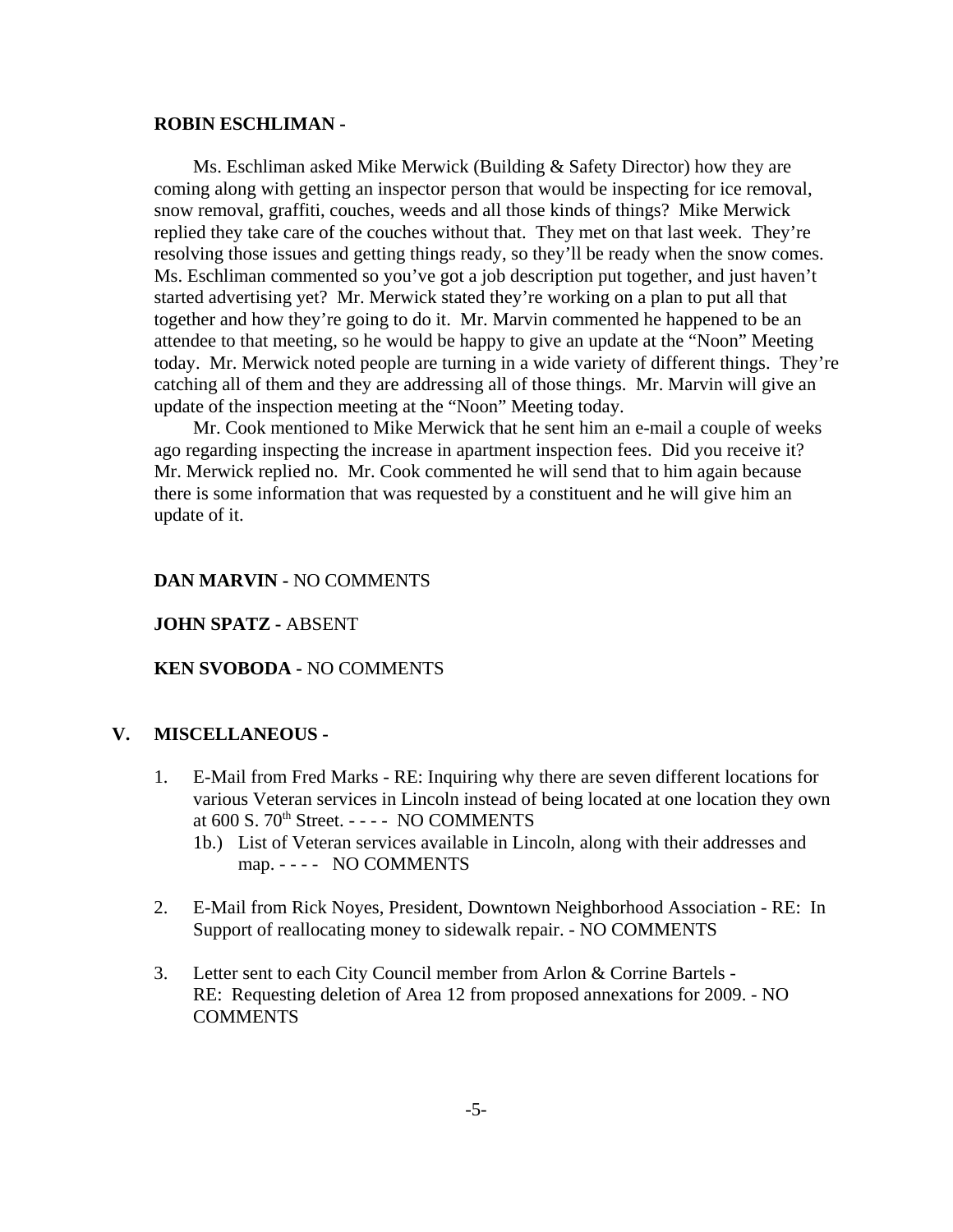**ROBIN ESCHLIMAN -**

Ms. Eschliman asked Mike Merwick (Building & Safety Director) how they are coming along with getting an inspector person that would be inspecting for ice removal, snow removal, graffiti, couches, weeds and all those kinds of things? Mike Merwick replied they take care of the couches without that. They met on that last week. They're resolving those issues and getting things ready, so they'll be ready when the snow comes. Ms. Eschliman commented so you've got a job description put together, and just haven't started advertising yet? Mr. Merwick stated they're working on a plan to put all that together and how they're going to do it. Mr. Marvin commented he happened to be an attendee to that meeting, so he would be happy to give an update at the "Noon" Meeting today. Mr. Merwick noted people are turning in a wide variety of different things. They're catching all of them and they are addressing all of those things. Mr. Marvin will give an update of the inspection meeting at the "Noon" Meeting today.

Mr. Cook mentioned to Mike Merwick that he sent him an e-mail a couple of weeks ago regarding inspecting the increase in apartment inspection fees. Did you receive it? Mr. Merwick replied no. Mr. Cook commented he will send that to him again because there is some information that was requested by a constituent and he will give him an update of it.

**DAN MARVIN -** NO COMMENTS

**JOHN SPATZ -** ABSENT

**KEN SVOBODA -** NO COMMENTS

**V. MISCELLANEOUS -**

1. E-Mail from Fred Marks - RE: Inquiring why there are seven different locations for various Veteran services in Lincoln instead of being located at one location they own at 600 S. 70th Street. - - - - NO COMMENTS
   1b.) List of Veteran services available in Lincoln, along with their addresses and map. - - - - NO COMMENTS

2. E-Mail from Rick Noyes, President, Downtown Neighborhood Association - RE: In Support of reallocating money to sidewalk repair. - NO COMMENTS

3. Letter sent to each City Council member from Arlon & Corrine Bartels - RE: Requesting deletion of Area 12 from proposed annexations for 2009. - NO COMMENTS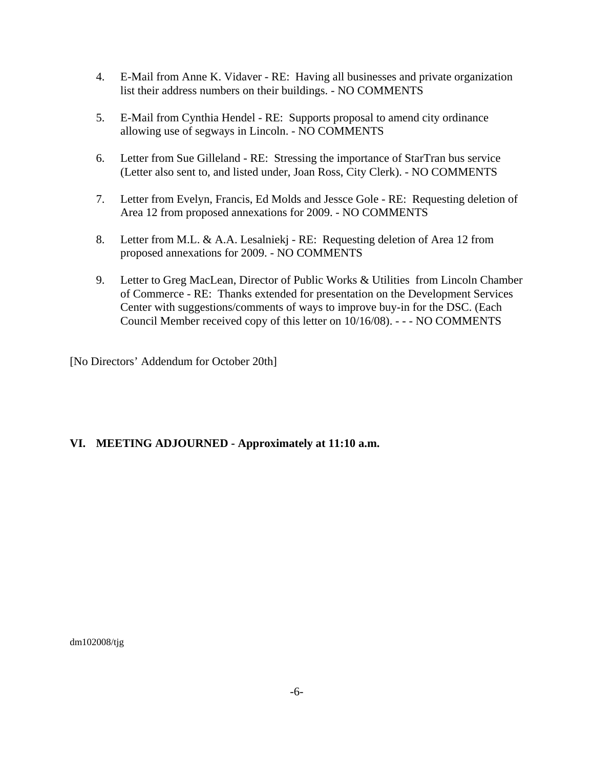4. E-Mail from Anne K. Vidaver - RE: Having all businesses and private organization list their address numbers on their buildings. - NO COMMENTS

5. E-Mail from Cynthia Hendel - RE: Supports proposal to amend city ordinance allowing use of segways in Lincoln. - NO COMMENTS

6. Letter from Sue Gilleland - RE: Stressing the importance of StarTran bus service (Letter also sent to, and listed under, Joan Ross, City Clerk). - NO COMMENTS

7. Letter from Evelyn, Francis, Ed Molds and Jessce Gole - RE: Requesting deletion of Area 12 from proposed annexations for 2009. - NO COMMENTS

8. Letter from M.L. & A.A. Lesalniekj - RE: Requesting deletion of Area 12 from proposed annexations for 2009. - NO COMMENTS

9. Letter to Greg MacLean, Director of Public Works & Utilities from Lincoln Chamber of Commerce - RE: Thanks extended for presentation on the Development Services Center with suggestions/comments of ways to improve buy-in for the DSC. (Each Council Member received copy of this letter on 10/16/08). - - - NO COMMENTS

[No Directors' Addendum for October 20th]

## VI. MEETING ADJOURNED - Approximately at 11:10 a.m.

dm102008/tjg